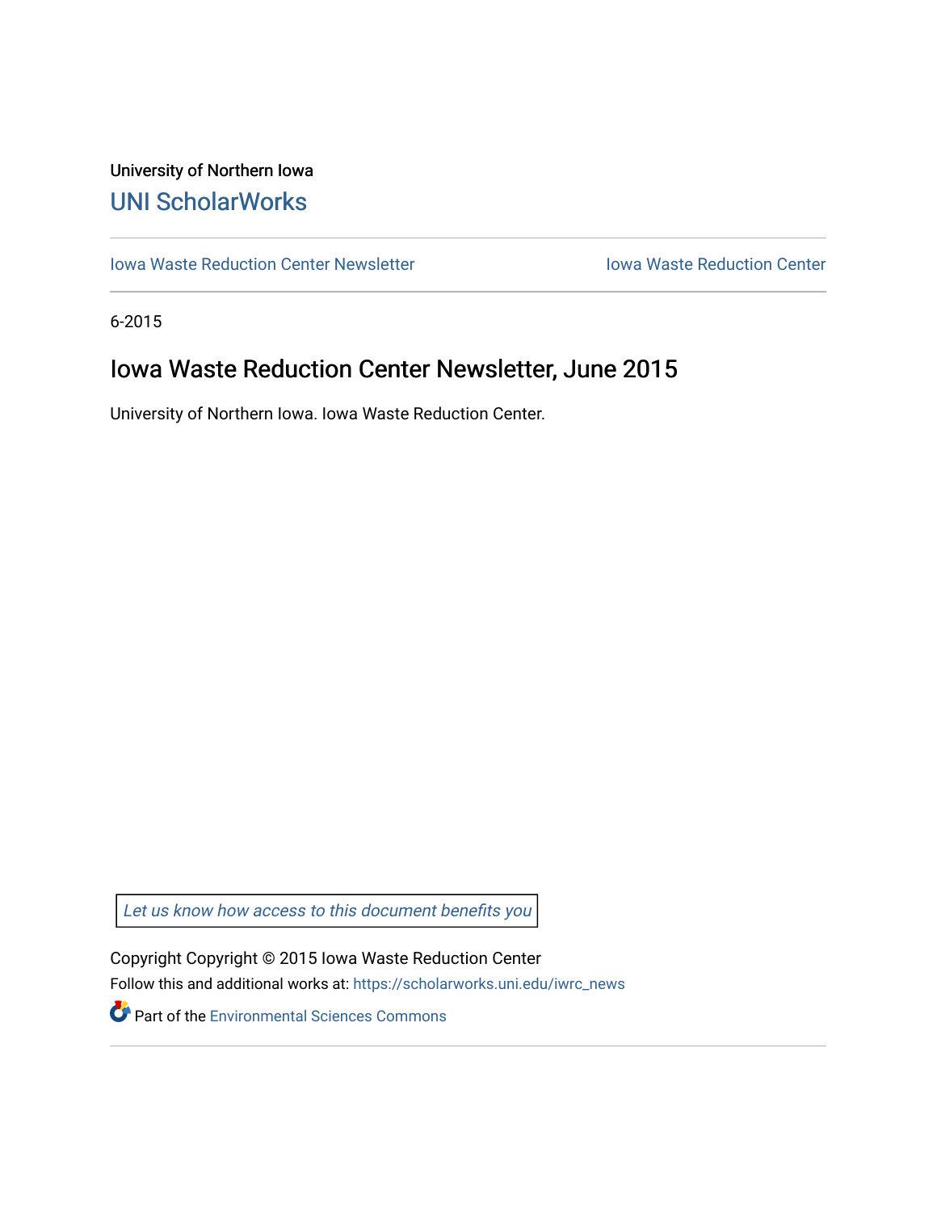University of Northern Iowa

# UNI ScholarWorks

Iowa Waste Reduction Center Newsletter | Iowa Waste Reduction Center

6-2015

## Iowa Waste Reduction Center Newsletter, June 2015

University of Northern Iowa. Iowa Waste Reduction Center.

*Let us know how access to this document benefits you*

Copyright Copyright © 2015 Iowa Waste Reduction Center

Follow this and additional works at: https://scholarworks.uni.edu/iwrc_news

Part of the Environmental Sciences Commons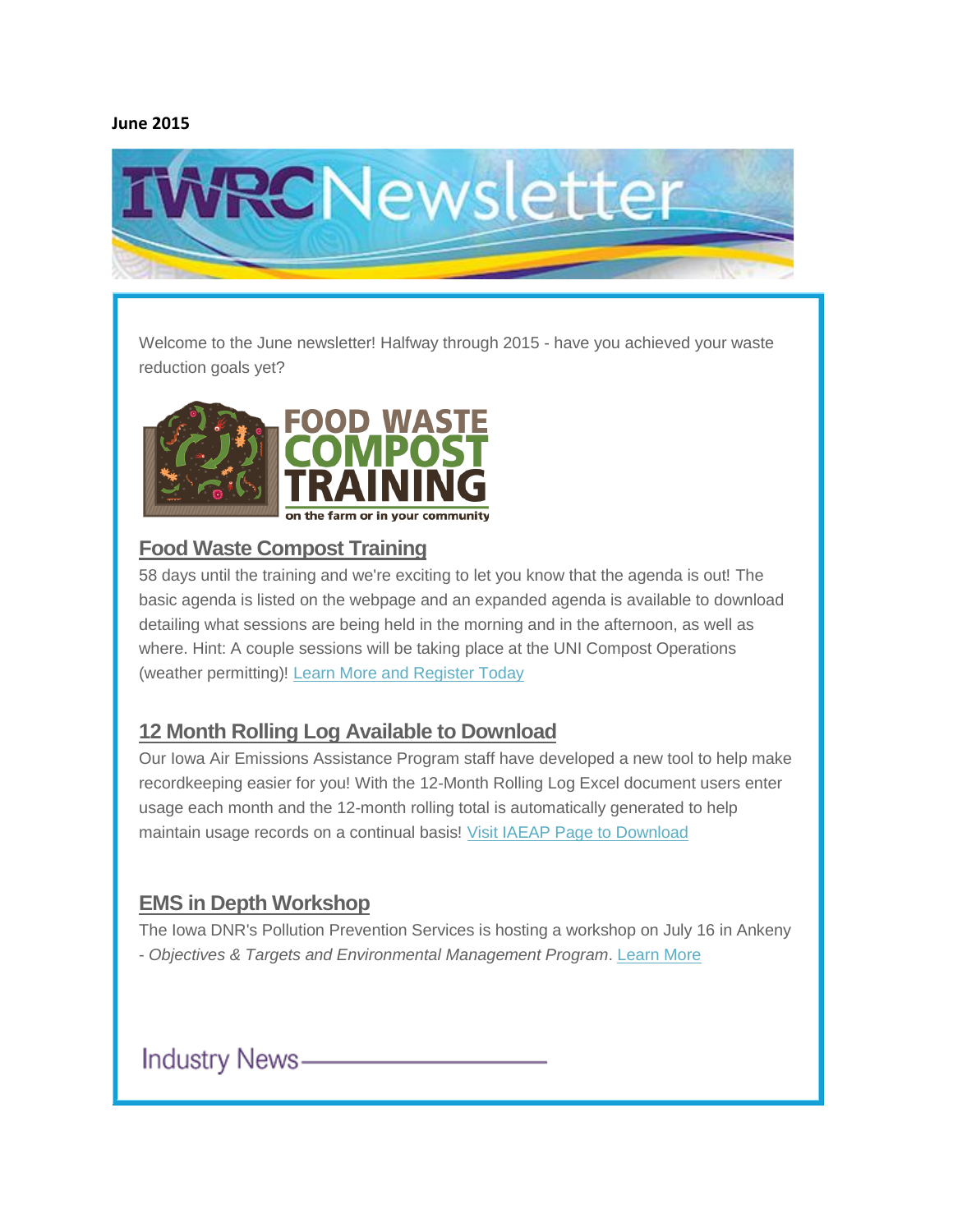**June 2015**

IWRC Newsletter

Welcome to the June newsletter! Halfway through 2015 - have you achieved your waste reduction goals yet?

FOOD WASTE COMPOST TRAINING
on the farm or in your community

## Food Waste Compost Training

58 days until the training and we're exciting to let you know that the agenda is out! The basic agenda is listed on the webpage and an expanded agenda is available to download detailing what sessions are being held in the morning and in the afternoon, as well as where. Hint: A couple sessions will be taking place at the UNI Compost Operations (weather permitting)! Learn More and Register Today

## 12 Month Rolling Log Available to Download

Our Iowa Air Emissions Assistance Program staff have developed a new tool to help make recordkeeping easier for you! With the 12-Month Rolling Log Excel document users enter usage each month and the 12-month rolling total is automatically generated to help maintain usage records on a continual basis! Visit IAEAP Page to Download

## EMS in Depth Workshop

The Iowa DNR's Pollution Prevention Services is hosting a workshop on July 16 in Ankeny - *Objectives & Targets and Environmental Management Program*. Learn More

## Industry News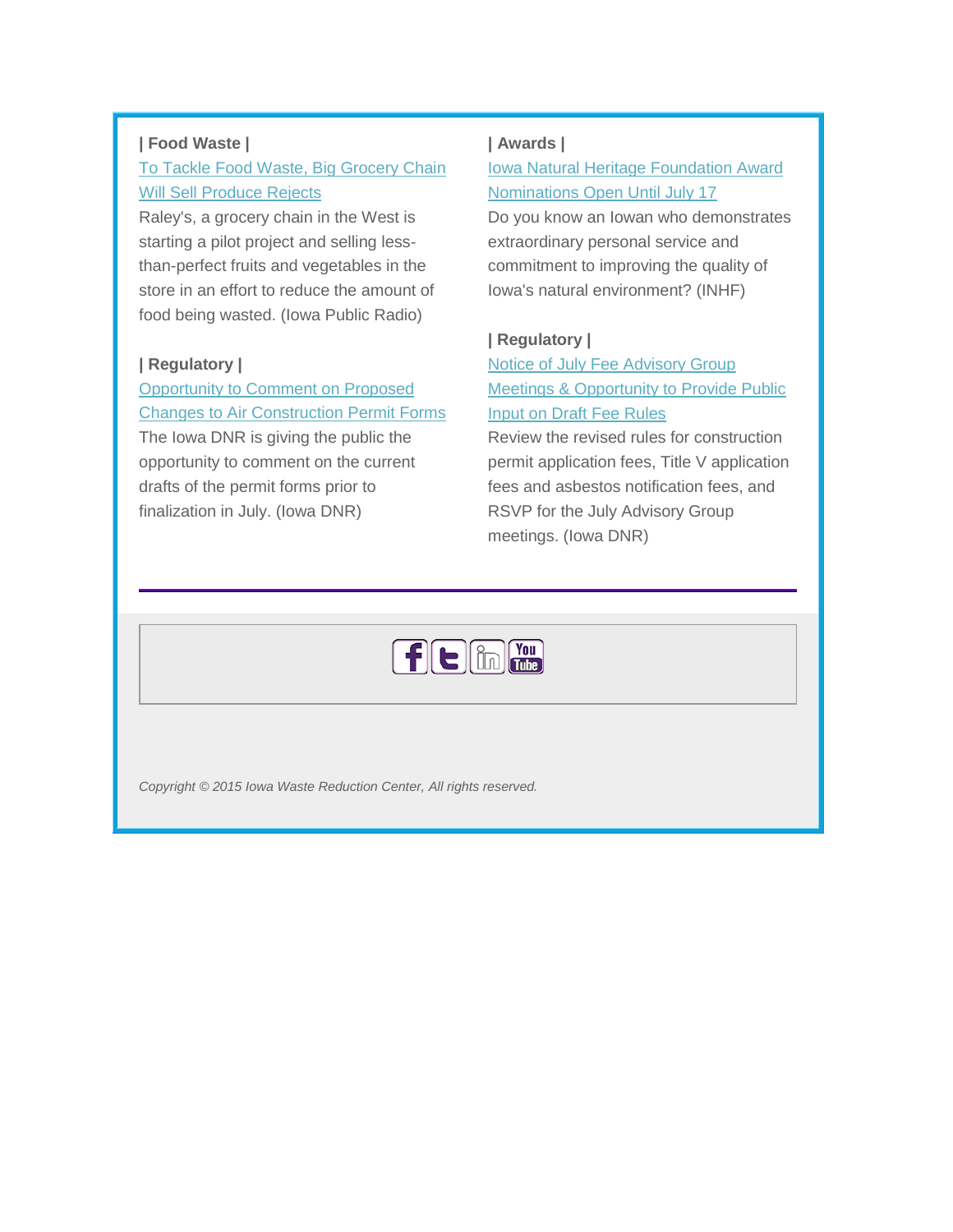**| Food Waste |**

To Tackle Food Waste, Big Grocery Chain Will Sell Produce Rejects

Raley's, a grocery chain in the West is starting a pilot project and selling less-than-perfect fruits and vegetables in the store in an effort to reduce the amount of food being wasted. (Iowa Public Radio)

**| Regulatory |**

Opportunity to Comment on Proposed Changes to Air Construction Permit Forms

The Iowa DNR is giving the public the opportunity to comment on the current drafts of the permit forms prior to finalization in July. (Iowa DNR)

**| Awards |**

Iowa Natural Heritage Foundation Award Nominations Open Until July 17

Do you know an Iowan who demonstrates extraordinary personal service and commitment to improving the quality of Iowa's natural environment? (INHF)

**| Regulatory |**

Notice of July Fee Advisory Group Meetings & Opportunity to Provide Public Input on Draft Fee Rules

Review the revised rules for construction permit application fees, Title V application fees and asbestos notification fees, and RSVP for the July Advisory Group meetings. (Iowa DNR)

---

*Copyright © 2015 Iowa Waste Reduction Center, All rights reserved.*